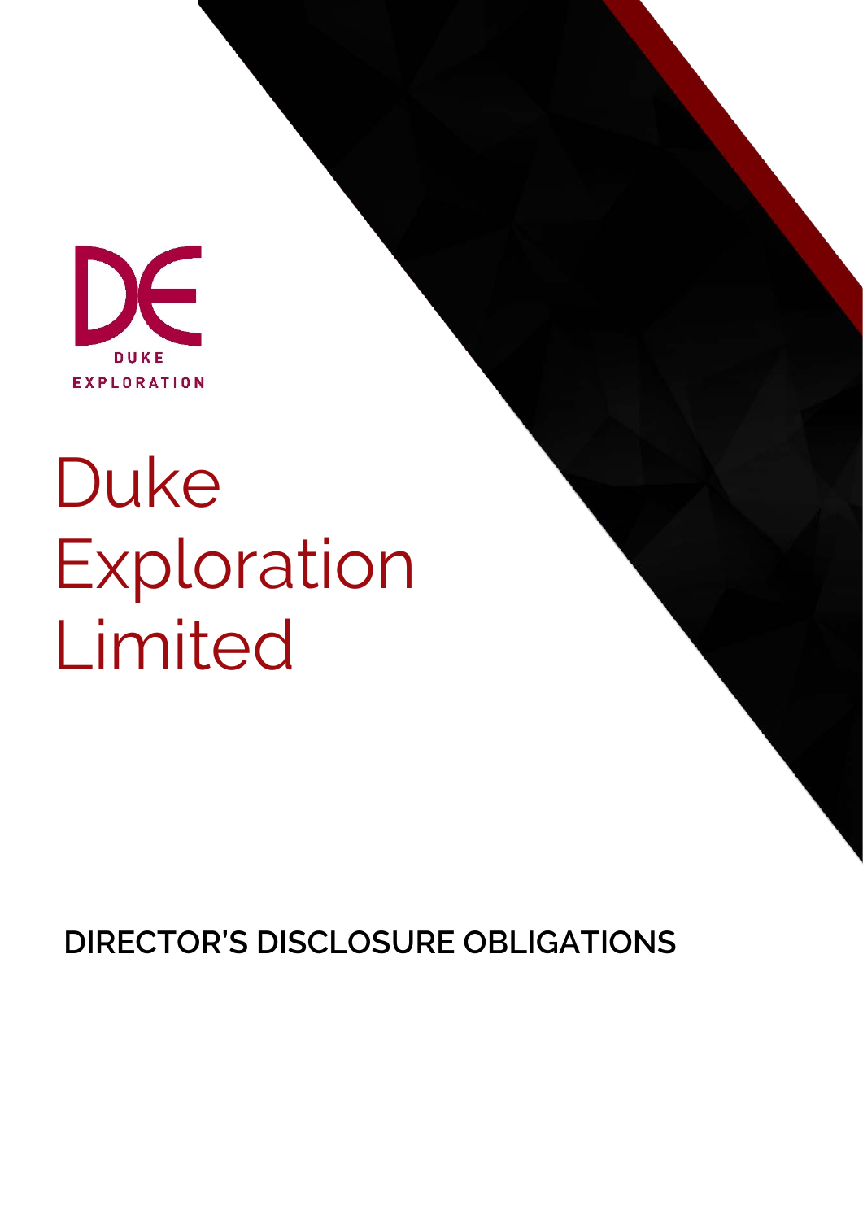DUKE EXPLORATION

# Duke Exploration Limited

## DIRECTOR'S DISCLOSURE OBLIGATIONS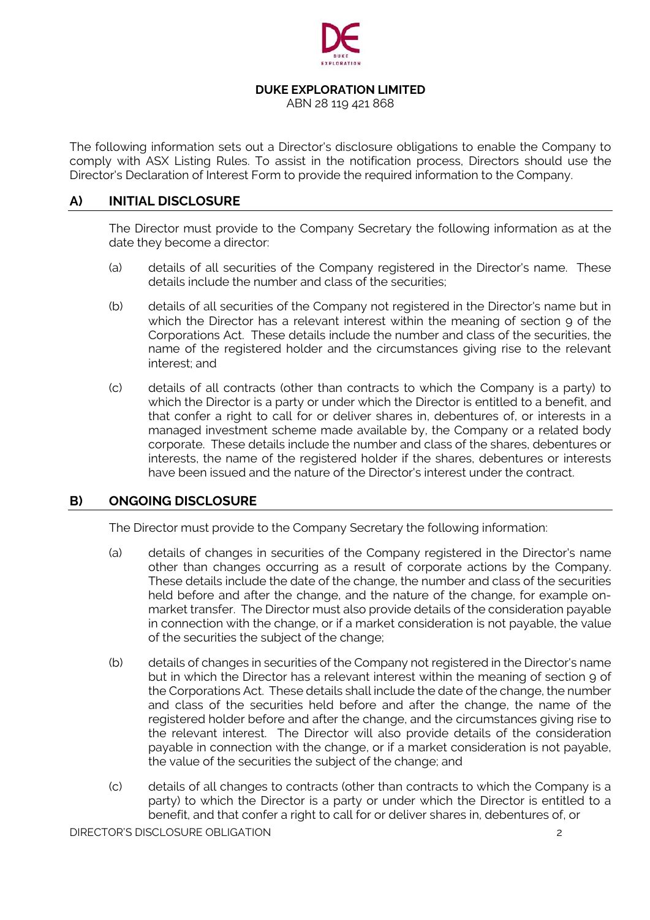**DUKE EXPLORATION LIMITED**
ABN 28 119 421 868

The following information sets out a Director's disclosure obligations to enable the Company to comply with ASX Listing Rules. To assist in the notification process, Directors should use the Director's Declaration of Interest Form to provide the required information to the Company.

## A) INITIAL DISCLOSURE

The Director must provide to the Company Secretary the following information as at the date they become a director:

(a) details of all securities of the Company registered in the Director's name. These details include the number and class of the securities;

(b) details of all securities of the Company not registered in the Director's name but in which the Director has a relevant interest within the meaning of section 9 of the Corporations Act. These details include the number and class of the securities, the name of the registered holder and the circumstances giving rise to the relevant interest; and

(c) details of all contracts (other than contracts to which the Company is a party) to which the Director is a party or under which the Director is entitled to a benefit, and that confer a right to call for or deliver shares in, debentures of, or interests in a managed investment scheme made available by, the Company or a related body corporate. These details include the number and class of the shares, debentures or interests, the name of the registered holder if the shares, debentures or interests have been issued and the nature of the Director's interest under the contract.

## B) ONGOING DISCLOSURE

The Director must provide to the Company Secretary the following information:

(a) details of changes in securities of the Company registered in the Director's name other than changes occurring as a result of corporate actions by the Company. These details include the date of the change, the number and class of the securities held before and after the change, and the nature of the change, for example on-market transfer. The Director must also provide details of the consideration payable in connection with the change, or if a market consideration is not payable, the value of the securities the subject of the change;

(b) details of changes in securities of the Company not registered in the Director's name but in which the Director has a relevant interest within the meaning of section 9 of the Corporations Act. These details shall include the date of the change, the number and class of the securities held before and after the change, the name of the registered holder before and after the change, and the circumstances giving rise to the relevant interest. The Director will also provide details of the consideration payable in connection with the change, or if a market consideration is not payable, the value of the securities the subject of the change; and

(c) details of all changes to contracts (other than contracts to which the Company is a party) to which the Director is a party or under which the Director is entitled to a benefit, and that confer a right to call for or deliver shares in, debentures of, or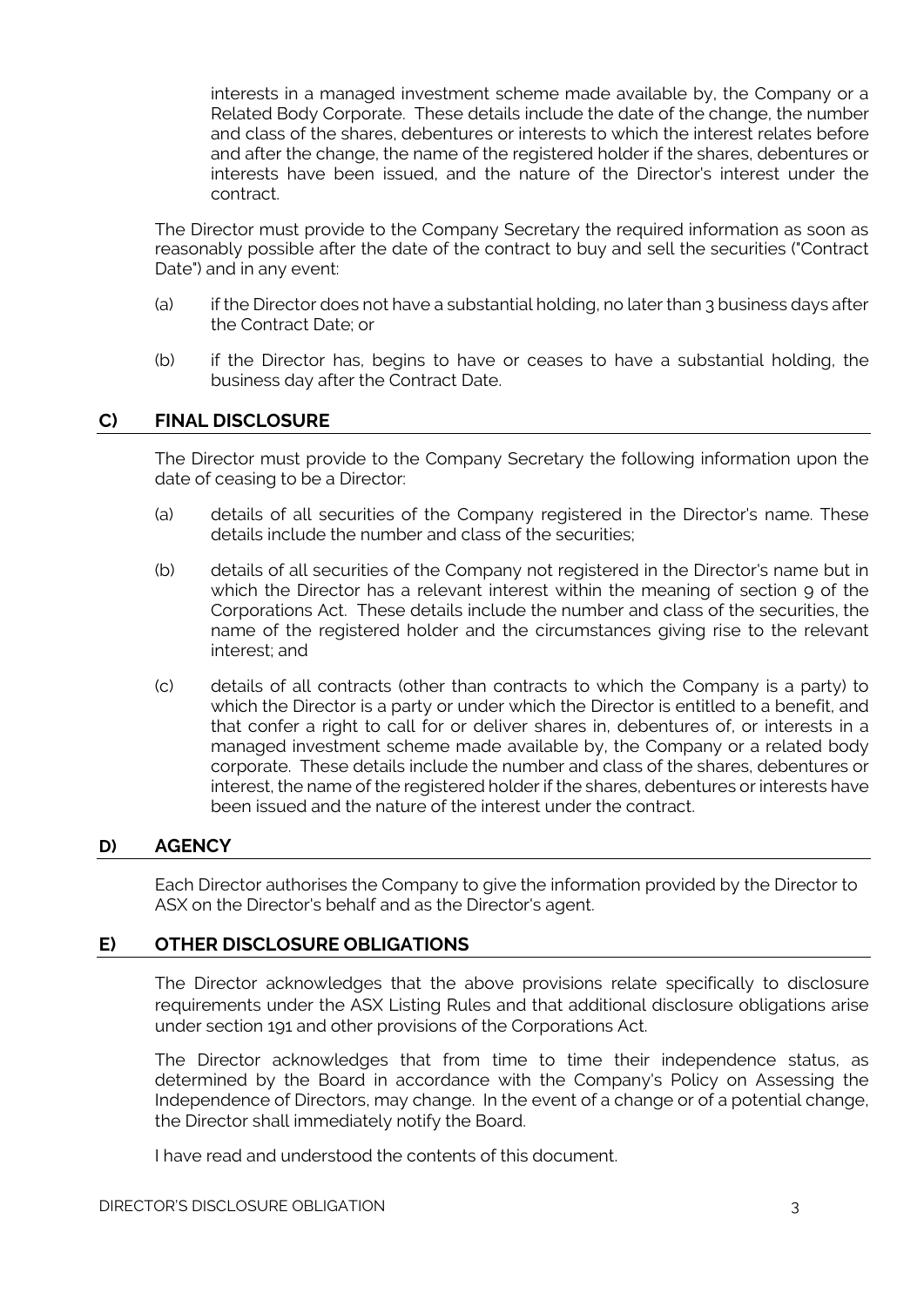interests in a managed investment scheme made available by, the Company or a Related Body Corporate. These details include the date of the change, the number and class of the shares, debentures or interests to which the interest relates before and after the change, the name of the registered holder if the shares, debentures or interests have been issued, and the nature of the Director's interest under the contract.

The Director must provide to the Company Secretary the required information as soon as reasonably possible after the date of the contract to buy and sell the securities ("Contract Date") and in any event:

(a) if the Director does not have a substantial holding, no later than 3 business days after the Contract Date; or

(b) if the Director has, begins to have or ceases to have a substantial holding, the business day after the Contract Date.

## C) FINAL DISCLOSURE

The Director must provide to the Company Secretary the following information upon the date of ceasing to be a Director:

(a) details of all securities of the Company registered in the Director's name. These details include the number and class of the securities;

(b) details of all securities of the Company not registered in the Director's name but in which the Director has a relevant interest within the meaning of section 9 of the Corporations Act. These details include the number and class of the securities, the name of the registered holder and the circumstances giving rise to the relevant interest; and

(c) details of all contracts (other than contracts to which the Company is a party) to which the Director is a party or under which the Director is entitled to a benefit, and that confer a right to call for or deliver shares in, debentures of, or interests in a managed investment scheme made available by, the Company or a related body corporate. These details include the number and class of the shares, debentures or interest, the name of the registered holder if the shares, debentures or interests have been issued and the nature of the interest under the contract.

## D) AGENCY

Each Director authorises the Company to give the information provided by the Director to ASX on the Director's behalf and as the Director's agent.

## E) OTHER DISCLOSURE OBLIGATIONS

The Director acknowledges that the above provisions relate specifically to disclosure requirements under the ASX Listing Rules and that additional disclosure obligations arise under section 191 and other provisions of the Corporations Act.

The Director acknowledges that from time to time their independence status, as determined by the Board in accordance with the Company's Policy on Assessing the Independence of Directors, may change. In the event of a change or of a potential change, the Director shall immediately notify the Board.

I have read and understood the contents of this document.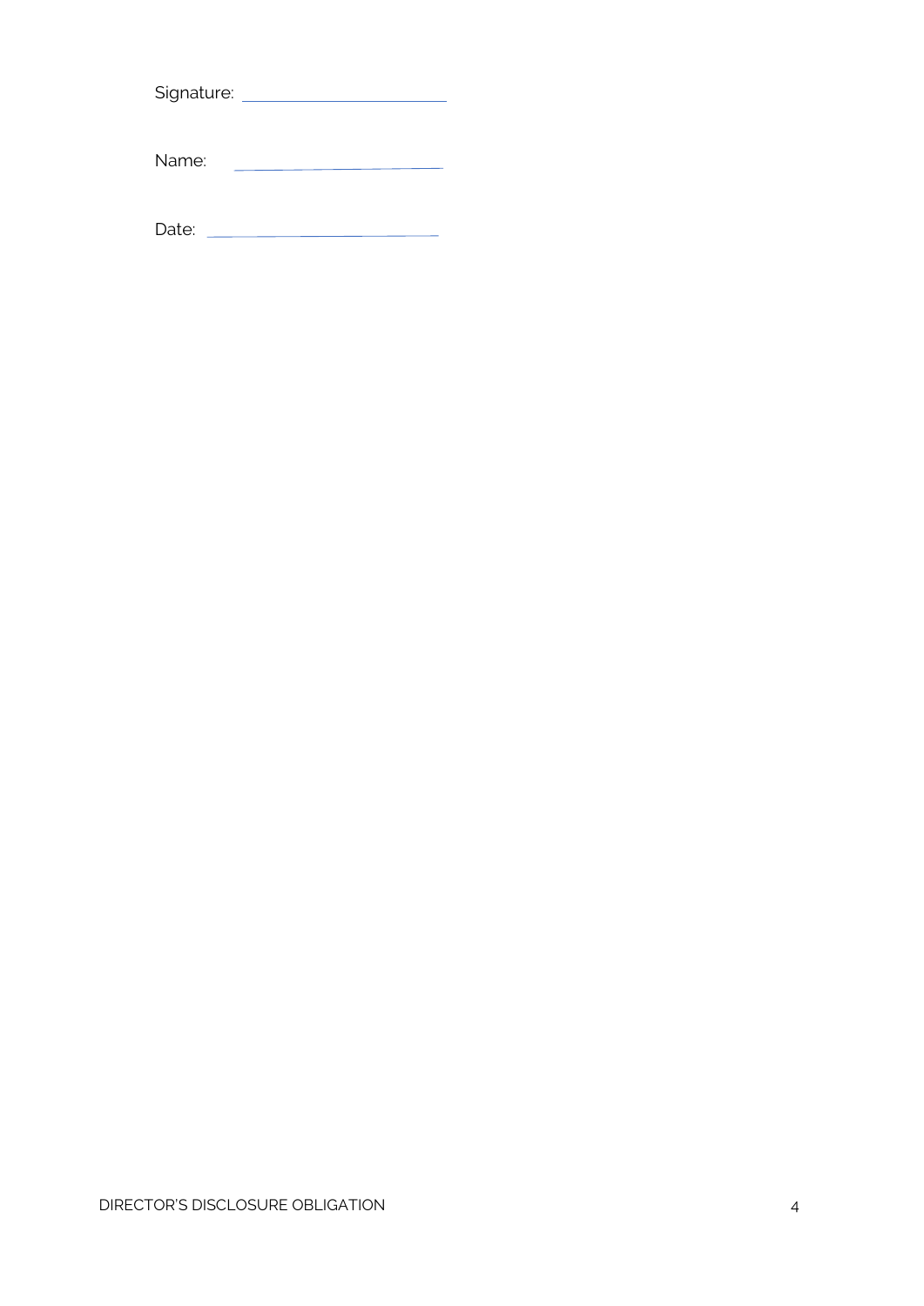Signature: ______________________

Name: ______________________

Date: ______________________